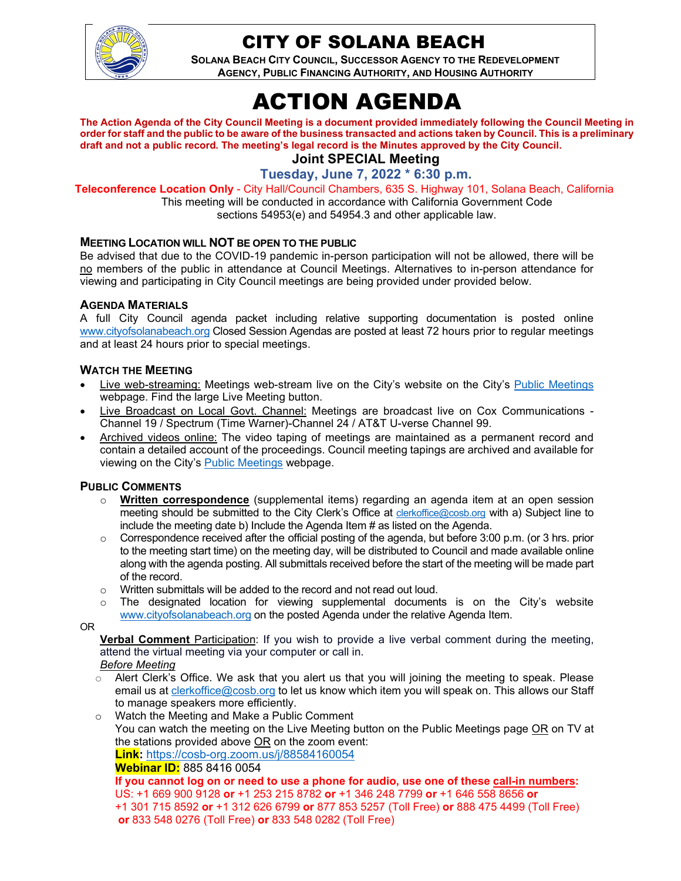# CITY OF SOLANA BEACH

**SOLANA BEACH CITY COUNCIL, SUCCESSOR AGENCY TO THE REDEVELOPMENT AGENCY, PUBLIC FINANCING AUTHORITY, AND HOUSING AUTHORITY**

# ACTION AGENDA

**The Action Agenda of the City Council Meeting is a document provided immediately following the Council Meeting in order for staff and the public to be aware of the business transacted and actions taken by Council. This is a preliminary draft and not a public record. The meeting's legal record is the Minutes approved by the City Council.**

## Joint SPECIAL Meeting

### Tuesday, June 7, 2022 * 6:30 p.m.

**Teleconference Location Only** - City Hall/Council Chambers, 635 S. Highway 101, Solana Beach, California

This meeting will be conducted in accordance with California Government Code sections 54953(e) and 54954.3 and other applicable law.

### MEETING LOCATION WILL NOT BE OPEN TO THE PUBLIC

Be advised that due to the COVID-19 pandemic in-person participation will not be allowed, there will be no members of the public in attendance at Council Meetings. Alternatives to in-person attendance for viewing and participating in City Council meetings are being provided under provided below.

### AGENDA MATERIALS

A full City Council agenda packet including relative supporting documentation is posted online www.cityofsolanabeach.org Closed Session Agendas are posted at least 72 hours prior to regular meetings and at least 24 hours prior to special meetings.

### WATCH THE MEETING

- Live web-streaming: Meetings web-stream live on the City's website on the City's Public Meetings webpage. Find the large Live Meeting button.
- Live Broadcast on Local Govt. Channel: Meetings are broadcast live on Cox Communications - Channel 19 / Spectrum (Time Warner)-Channel 24 / AT&T U-verse Channel 99.
- Archived videos online: The video taping of meetings are maintained as a permanent record and contain a detailed account of the proceedings. Council meeting tapings are archived and available for viewing on the City's Public Meetings webpage.

### PUBLIC COMMENTS

- **Written correspondence** (supplemental items) regarding an agenda item at an open session meeting should be submitted to the City Clerk's Office at clerkoffice@cosb.org with a) Subject line to include the meeting date b) Include the Agenda Item # as listed on the Agenda.
- Correspondence received after the official posting of the agenda, but before 3:00 p.m. (or 3 hrs. prior to the meeting start time) on the meeting day, will be distributed to Council and made available online along with the agenda posting. All submittals received before the start of the meeting will be made part of the record.
- Written submittals will be added to the record and not read out loud.
- The designated location for viewing supplemental documents is on the City's website www.cityofsolanabeach.org on the posted Agenda under the relative Agenda Item.

OR

**Verbal Comment** Participation: If you wish to provide a live verbal comment during the meeting, attend the virtual meeting via your computer or call in.

*Before Meeting*

- Alert Clerk's Office. We ask that you alert us that you will joining the meeting to speak. Please email us at clerkoffice@cosb.org to let us know which item you will speak on. This allows our Staff to manage speakers more efficiently.
- Watch the Meeting and Make a Public Comment
  You can watch the meeting on the Live Meeting button on the Public Meetings page OR on TV at the stations provided above OR on the zoom event:
  **Link:** https://cosb-org.zoom.us/j/88584160054
  **Webinar ID:** 885 8416 0054
  **If you cannot log on or need to use a phone for audio, use one of these call-in numbers:**
  US: +1 669 900 9128 **or** +1 253 215 8782 **or** +1 346 248 7799 **or** +1 646 558 8656 **or** +1 301 715 8592 **or** +1 312 626 6799 **or** 877 853 5257 (Toll Free) **or** 888 475 4499 (Toll Free) **or** 833 548 0276 (Toll Free) **or** 833 548 0282 (Toll Free)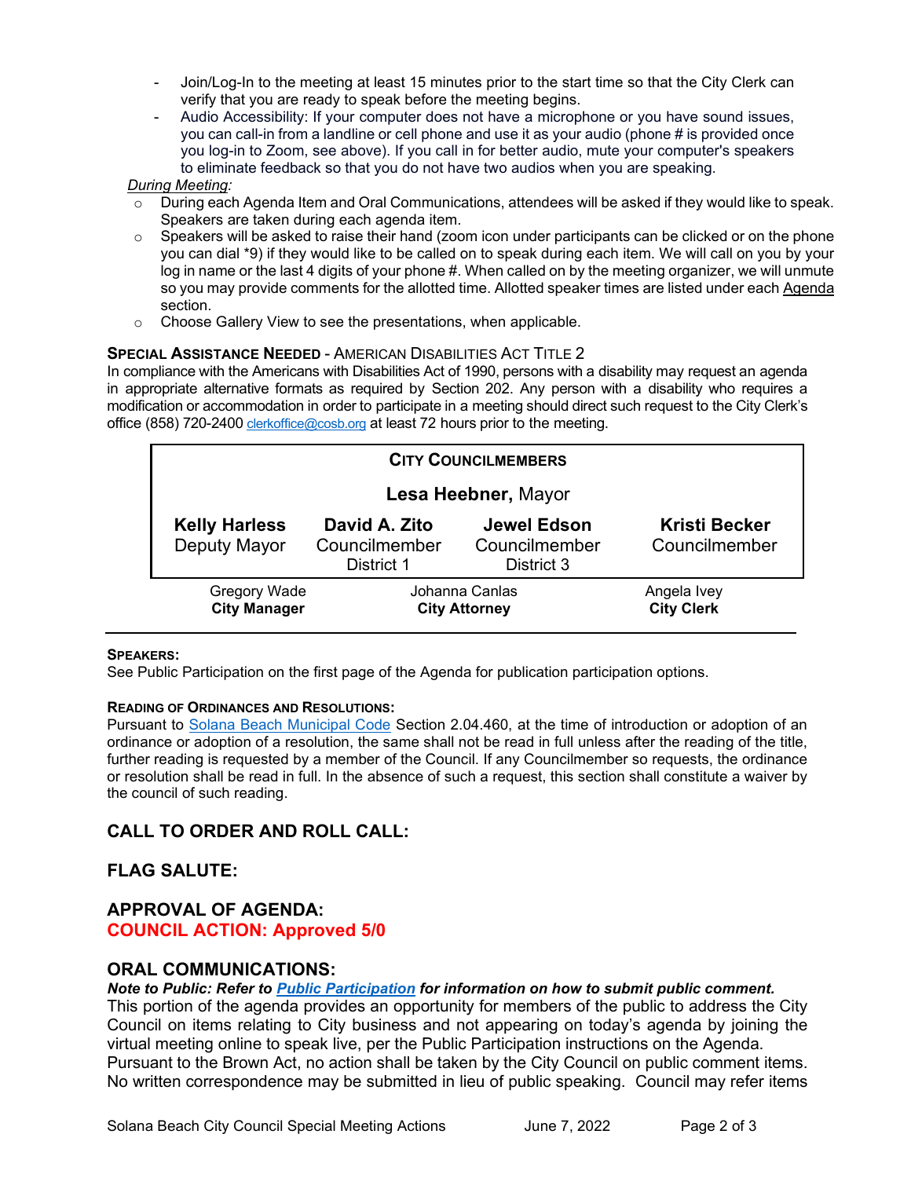- Join/Log-In to the meeting at least 15 minutes prior to the start time so that the City Clerk can verify that you are ready to speak before the meeting begins.
- Audio Accessibility: If your computer does not have a microphone or you have sound issues, you can call-in from a landline or cell phone and use it as your audio (phone # is provided once you log-in to Zoom, see above). If you call in for better audio, mute your computer's speakers to eliminate feedback so that you do not have two audios when you are speaking.

*During Meeting:*

- During each Agenda Item and Oral Communications, attendees will be asked if they would like to speak. Speakers are taken during each agenda item.
- Speakers will be asked to raise their hand (zoom icon under participants can be clicked or on the phone you can dial *9) if they would like to be called on to speak during each item. We will call on you by your log in name or the last 4 digits of your phone #. When called on by the meeting organizer, we will unmute so you may provide comments for the allotted time. Allotted speaker times are listed under each Agenda section.
- Choose Gallery View to see the presentations, when applicable.

**SPECIAL ASSISTANCE NEEDED** - AMERICAN DISABILITIES ACT TITLE 2

In compliance with the Americans with Disabilities Act of 1990, persons with a disability may request an agenda in appropriate alternative formats as required by Section 202. Any person with a disability who requires a modification or accommodation in order to participate in a meeting should direct such request to the City Clerk's office (858) 720-2400 clerkoffice@cosb.org at least 72 hours prior to the meeting.

**CITY COUNCILMEMBERS**

**Lesa Heebner,** Mayor

| **Kelly Harless** | **David A. Zito** | **Jewel Edson** | **Kristi Becker** |
|---|---|---|---|
| Deputy Mayor | Councilmember District 1 | Councilmember District 3 | Councilmember |

| Gregory Wade | Johanna Canlas | Angela Ivey |
|---|---|---|
| **City Manager** | **City Attorney** | **City Clerk** |

**SPEAKERS:**

See Public Participation on the first page of the Agenda for publication participation options.

**READING OF ORDINANCES AND RESOLUTIONS:**

Pursuant to Solana Beach Municipal Code Section 2.04.460, at the time of introduction or adoption of an ordinance or adoption of a resolution, the same shall not be read in full unless after the reading of the title, further reading is requested by a member of the Council. If any Councilmember so requests, the ordinance or resolution shall be read in full. In the absence of such a request, this section shall constitute a waiver by the council of such reading.

## CALL TO ORDER AND ROLL CALL:

## FLAG SALUTE:

## APPROVAL OF AGENDA:

**COUNCIL ACTION: Approved 5/0**

## ORAL COMMUNICATIONS:

***Note to Public: Refer to Public Participation for information on how to submit public comment.***

This portion of the agenda provides an opportunity for members of the public to address the City Council on items relating to City business and not appearing on today's agenda by joining the virtual meeting online to speak live, per the Public Participation instructions on the Agenda. Pursuant to the Brown Act, no action shall be taken by the City Council on public comment items. No written correspondence may be submitted in lieu of public speaking. Council may refer items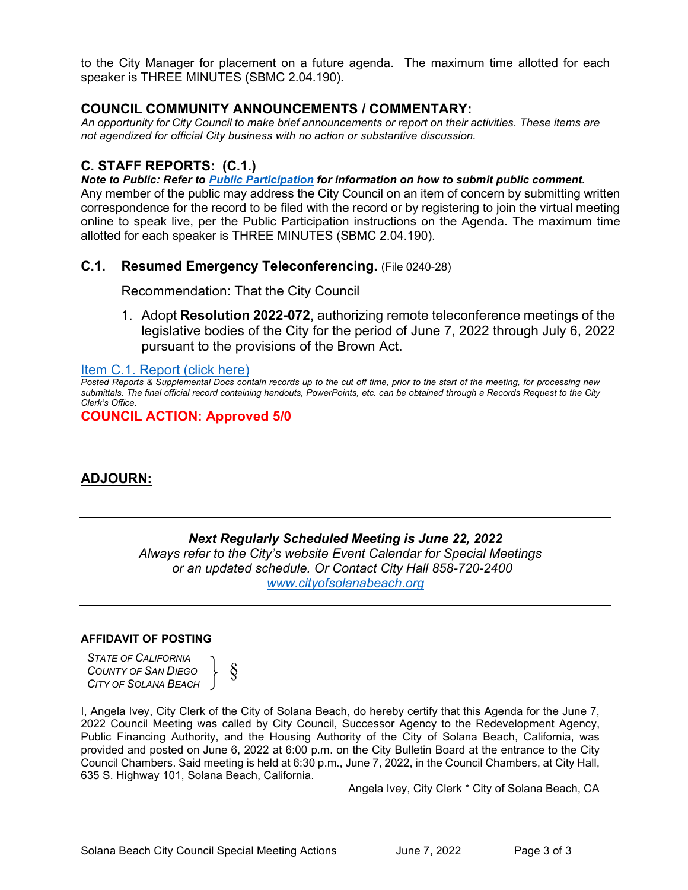to the City Manager for placement on a future agenda. The maximum time allotted for each speaker is THREE MINUTES (SBMC 2.04.190).

## COUNCIL COMMUNITY ANNOUNCEMENTS / COMMENTARY:

*An opportunity for City Council to make brief announcements or report on their activities. These items are not agendized for official City business with no action or substantive discussion.*

## C. STAFF REPORTS: (C.1.)

***Note to Public: Refer to [Public Participation](#) for information on how to submit public comment.***
Any member of the public may address the City Council on an item of concern by submitting written correspondence for the record to be filed with the record or by registering to join the virtual meeting online to speak live, per the Public Participation instructions on the Agenda. The maximum time allotted for each speaker is THREE MINUTES (SBMC 2.04.190).

### C.1. Resumed Emergency Teleconferencing. (File 0240-28)

Recommendation: That the City Council

1. Adopt **Resolution 2022-072**, authorizing remote teleconference meetings of the legislative bodies of the City for the period of June 7, 2022 through July 6, 2022 pursuant to the provisions of the Brown Act.

[Item C.1. Report (click here)](#)

*Posted Reports & Supplemental Docs contain records up to the cut off time, prior to the start of the meeting, for processing new submittals. The final official record containing handouts, PowerPoints, etc. can be obtained through a Records Request to the City Clerk's Office.*

**COUNCIL ACTION: Approved 5/0**

## ADJOURN:

---

***Next Regularly Scheduled Meeting is June 22, 2022***
*Always refer to the City's website Event Calendar for Special Meetings or an updated schedule. Or Contact City Hall 858-720-2400*
*[www.cityofsolanabeach.org](http://www.cityofsolanabeach.org)*

---

#### AFFIDAVIT OF POSTING

*STATE OF CALIFORNIA*
*COUNTY OF SAN DIEGO* } §
*CITY OF SOLANA BEACH*

I, Angela Ivey, City Clerk of the City of Solana Beach, do hereby certify that this Agenda for the June 7, 2022 Council Meeting was called by City Council, Successor Agency to the Redevelopment Agency, Public Financing Authority, and the Housing Authority of the City of Solana Beach, California, was provided and posted on June 6, 2022 at 6:00 p.m. on the City Bulletin Board at the entrance to the City Council Chambers. Said meeting is held at 6:30 p.m., June 7, 2022, in the Council Chambers, at City Hall, 635 S. Highway 101, Solana Beach, California.

Angela Ivey, City Clerk * City of Solana Beach, CA